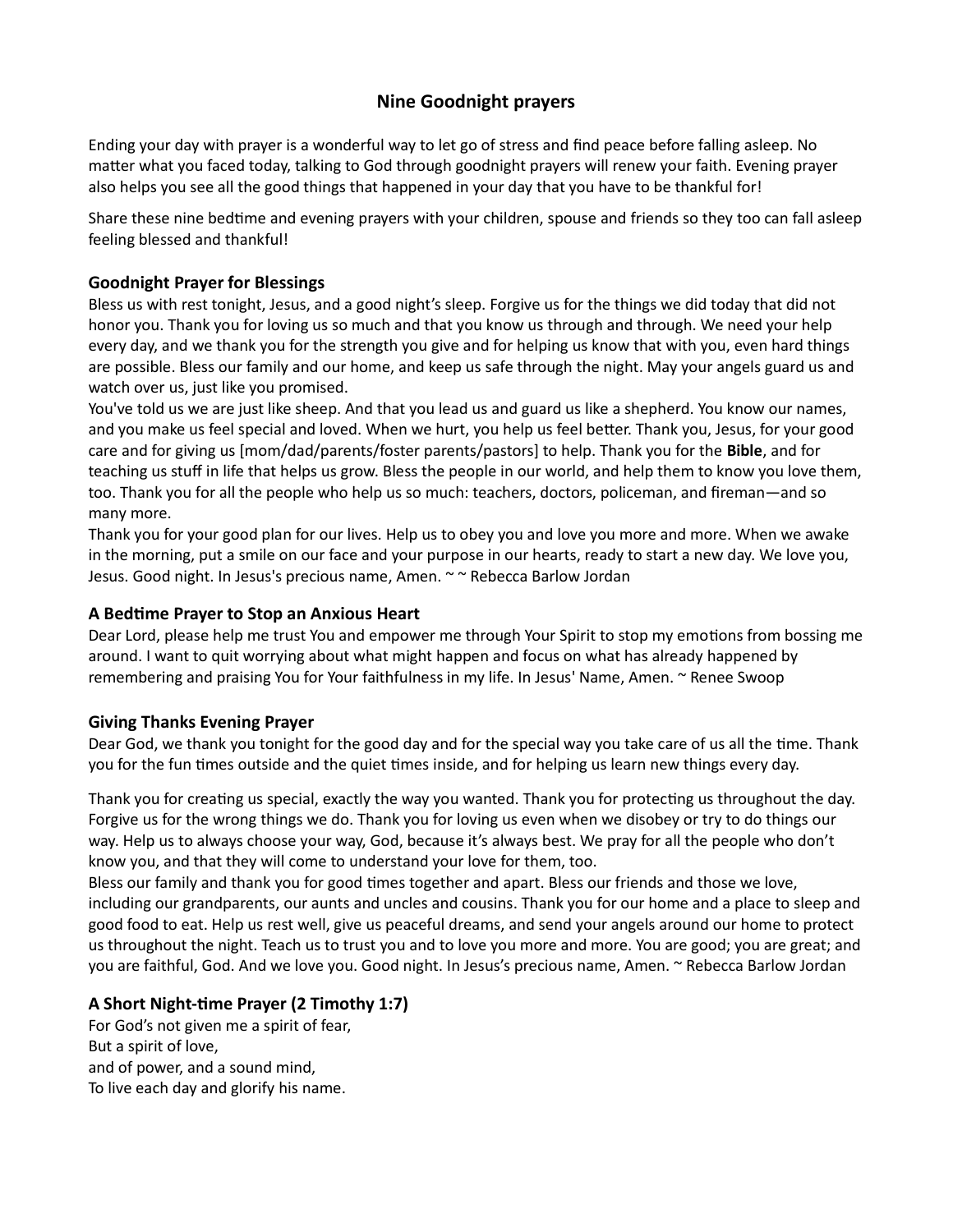# Nine Goodnight prayers

Ending your day with prayer is a wonderful way to let go of stress and find peace before falling asleep. No matter what you faced today, talking to God through goodnight prayers will renew your faith. Evening prayer also helps you see all the good things that happened in your day that you have to be thankful for!

Share these nine bedtime and evening prayers with your children, spouse and friends so they too can fall asleep feeling blessed and thankful!

### Goodnight Prayer for Blessings

Bless us with rest tonight, Jesus, and a good night's sleep. Forgive us for the things we did today that did not honor you. Thank you for loving us so much and that you know us through and through. We need your help every day, and we thank you for the strength you give and for helping us know that with you, even hard things are possible. Bless our family and our home, and keep us safe through the night. May your angels guard us and watch over us, just like you promised.

You've told us we are just like sheep. And that you lead us and guard us like a shepherd. You know our names, and you make us feel special and loved. When we hurt, you help us feel better. Thank you, Jesus, for your good care and for giving us [mom/dad/parents/foster parents/pastors] to help. Thank you for the **Bible**, and for teaching us stuff in life that helps us grow. Bless the people in our world, and help them to know you love them, too. Thank you for all the people who help us so much: teachers, doctors, policeman, and fireman—and so many more.

Thank you for your good plan for our lives. Help us to obey you and love you more and more. When we awake in the morning, put a smile on our face and your purpose in our hearts, ready to start a new day. We love you, Jesus. Good night. In Jesus's precious name, Amen. ~ ~ Rebecca Barlow Jordan

### A Bedtime Prayer to Stop an Anxious Heart

Dear Lord, please help me trust You and empower me through Your Spirit to stop my emotions from bossing me around. I want to quit worrying about what might happen and focus on what has already happened by remembering and praising You for Your faithfulness in my life. In Jesus' Name, Amen. ~ Renee Swoop

### Giving Thanks Evening Prayer

Dear God, we thank you tonight for the good day and for the special way you take care of us all the time. Thank you for the fun times outside and the quiet times inside, and for helping us learn new things every day.

Thank you for creating us special, exactly the way you wanted. Thank you for protecting us throughout the day. Forgive us for the wrong things we do. Thank you for loving us even when we disobey or try to do things our way. Help us to always choose your way, God, because it's always best. We pray for all the people who don't know you, and that they will come to understand your love for them, too.

Bless our family and thank you for good times together and apart. Bless our friends and those we love, including our grandparents, our aunts and uncles and cousins. Thank you for our home and a place to sleep and good food to eat. Help us rest well, give us peaceful dreams, and send your angels around our home to protect us throughout the night. Teach us to trust you and to love you more and more. You are good; you are great; and you are faithful, God. And we love you. Good night. In Jesus's precious name, Amen. ~ Rebecca Barlow Jordan

### A Short Night-time Prayer (2 Timothy 1:7)

For God's not given me a spirit of fear,
But a spirit of love,
and of power, and a sound mind,
To live each day and glorify his name.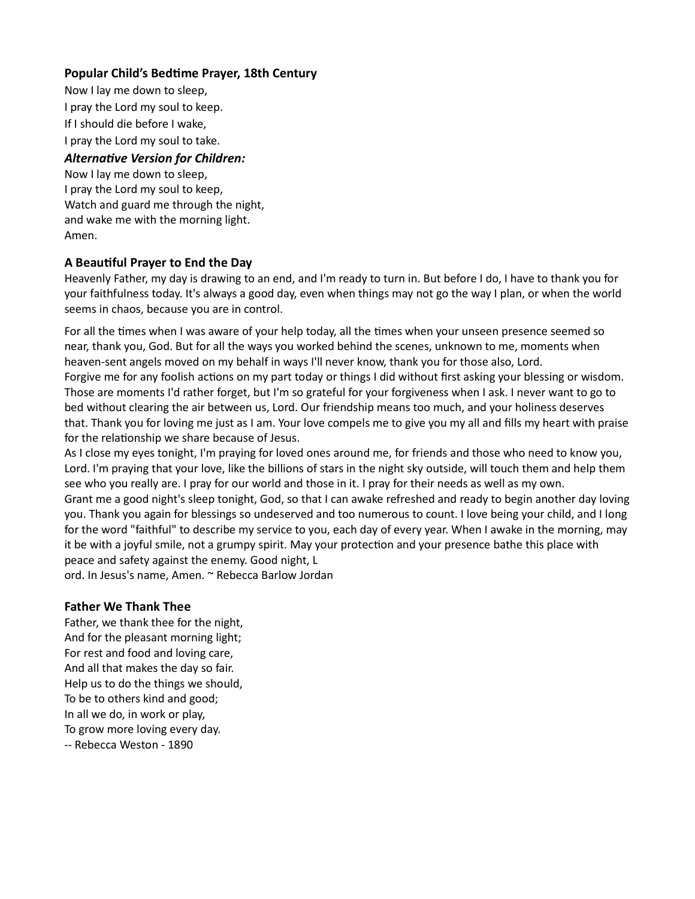### Popular Child's Bedtime Prayer, 18th Century

Now I lay me down to sleep,
I pray the Lord my soul to keep.
If I should die before I wake,
I pray the Lord my soul to take.

***Alternative Version for Children:***

Now I lay me down to sleep,
I pray the Lord my soul to keep,
Watch and guard me through the night,
and wake me with the morning light.
Amen.

### A Beautiful Prayer to End the Day

Heavenly Father, my day is drawing to an end, and I'm ready to turn in. But before I do, I have to thank you for your faithfulness today. It's always a good day, even when things may not go the way I plan, or when the world seems in chaos, because you are in control.

For all the times when I was aware of your help today, all the times when your unseen presence seemed so near, thank you, God. But for all the ways you worked behind the scenes, unknown to me, moments when heaven-sent angels moved on my behalf in ways I'll never know, thank you for those also, Lord.

Forgive me for any foolish actions on my part today or things I did without first asking your blessing or wisdom. Those are moments I'd rather forget, but I'm so grateful for your forgiveness when I ask. I never want to go to bed without clearing the air between us, Lord. Our friendship means too much, and your holiness deserves that. Thank you for loving me just as I am. Your love compels me to give you my all and fills my heart with praise for the relationship we share because of Jesus.

As I close my eyes tonight, I'm praying for loved ones around me, for friends and those who need to know you, Lord. I'm praying that your love, like the billions of stars in the night sky outside, will touch them and help them see who you really are. I pray for our world and those in it. I pray for their needs as well as my own.

Grant me a good night's sleep tonight, God, so that I can awake refreshed and ready to begin another day loving you. Thank you again for blessings so undeserved and too numerous to count. I love being your child, and I long for the word "faithful" to describe my service to you, each day of every year. When I awake in the morning, may it be with a joyful smile, not a grumpy spirit. May your protection and your presence bathe this place with peace and safety against the enemy. Good night, L
ord. In Jesus's name, Amen. ~ Rebecca Barlow Jordan

### Father We Thank Thee

Father, we thank thee for the night,
And for the pleasant morning light;
For rest and food and loving care,
And all that makes the day so fair.
Help us to do the things we should,
To be to others kind and good;
In all we do, in work or play,
To grow more loving every day.
-- Rebecca Weston - 1890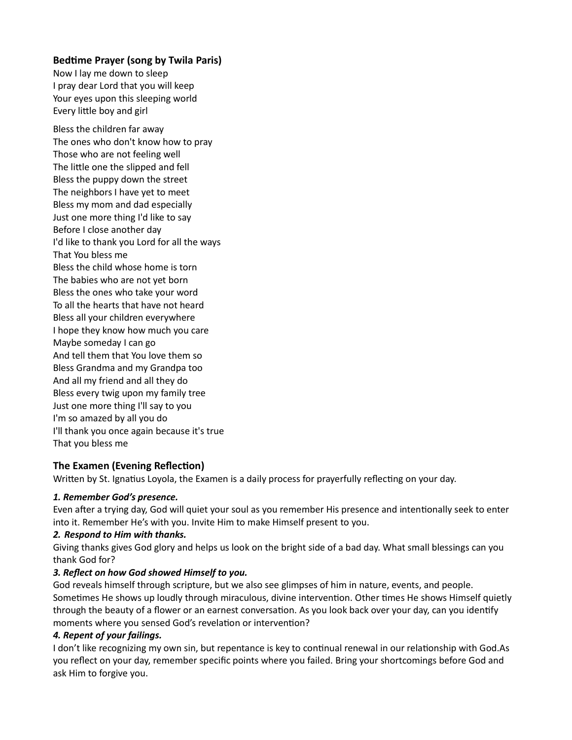### Bedtime Prayer (song by Twila Paris)

Now I lay me down to sleep
I pray dear Lord that you will keep
Your eyes upon this sleeping world
Every little boy and girl

Bless the children far away
The ones who don't know how to pray
Those who are not feeling well
The little one the slipped and fell
Bless the puppy down the street
The neighbors I have yet to meet
Bless my mom and dad especially
Just one more thing I'd like to say
Before I close another day
I'd like to thank you Lord for all the ways
That You bless me
Bless the child whose home is torn
The babies who are not yet born
Bless the ones who take your word
To all the hearts that have not heard
Bless all your children everywhere
I hope they know how much you care
Maybe someday I can go
And tell them that You love them so
Bless Grandma and my Grandpa too
And all my friend and all they do
Bless every twig upon my family tree
Just one more thing I'll say to you
I'm so amazed by all you do
I'll thank you once again because it's true
That you bless me

### The Examen (Evening Reflection)

Written by St. Ignatius Loyola, the Examen is a daily process for prayerfully reflecting on your day.

***1. Remember God's presence.***

Even after a trying day, God will quiet your soul as you remember His presence and intentionally seek to enter into it. Remember He's with you. Invite Him to make Himself present to you.

***2. Respond to Him with thanks.***

Giving thanks gives God glory and helps us look on the bright side of a bad day. What small blessings can you thank God for?

***3. Reflect on how God showed Himself to you.***

God reveals himself through scripture, but we also see glimpses of him in nature, events, and people. Sometimes He shows up loudly through miraculous, divine intervention. Other times He shows Himself quietly through the beauty of a flower or an earnest conversation. As you look back over your day, can you identify moments where you sensed God's revelation or intervention?

***4. Repent of your failings.***

I don't like recognizing my own sin, but repentance is key to continual renewal in our relationship with God.As you reflect on your day, remember specific points where you failed. Bring your shortcomings before God and ask Him to forgive you.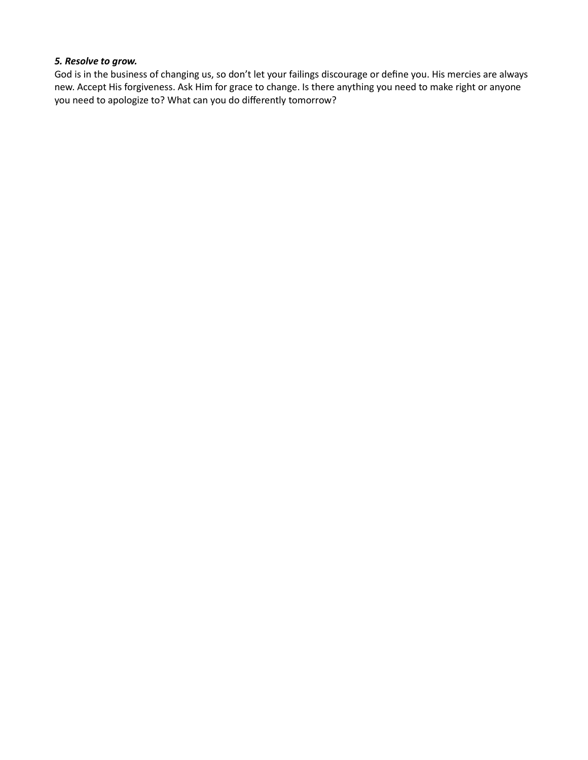***5. Resolve to grow.***

God is in the business of changing us, so don't let your failings discourage or define you. His mercies are always new. Accept His forgiveness. Ask Him for grace to change. Is there anything you need to make right or anyone you need to apologize to? What can you do differently tomorrow?